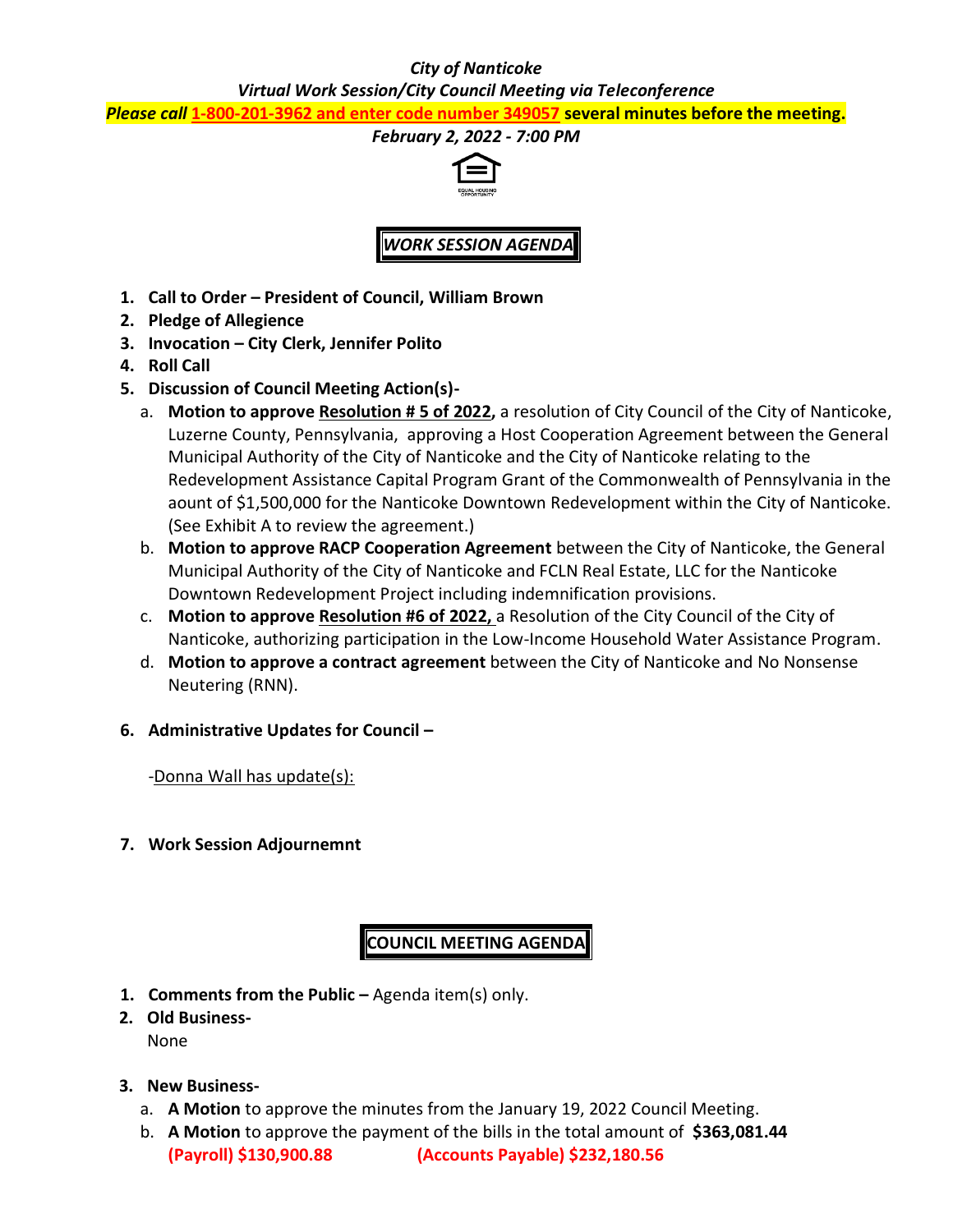***City of Nanticoke***

***Virtual Work Session/City Council Meeting via Teleconference***

***Please call* 1-800-201-3962 and enter code number 349057 several minutes before the meeting.**

***February 2, 2022 - 7:00 PM***

## *WORK SESSION AGENDA*

1. **Call to Order – President of Council, William Brown**
2. **Pledge of Allegience**
3. **Invocation – City Clerk, Jennifer Polito**
4. **Roll Call**
5. **Discussion of Council Meeting Action(s)-**
   a. **Motion to approve Resolution # 5 of 2022,** a resolution of City Council of the City of Nanticoke, Luzerne County, Pennsylvania, approving a Host Cooperation Agreement between the General Municipal Authority of the City of Nanticoke and the City of Nanticoke relating to the Redevelopment Assistance Capital Program Grant of the Commonwealth of Pennsylvania in the aount of $1,500,000 for the Nanticoke Downtown Redevelopment within the City of Nanticoke. (See Exhibit A to review the agreement.)
   b. **Motion to approve RACP Cooperation Agreement** between the City of Nanticoke, the General Municipal Authority of the City of Nanticoke and FCLN Real Estate, LLC for the Nanticoke Downtown Redevelopment Project including indemnification provisions.
   c. **Motion to approve Resolution #6 of 2022,** a Resolution of the City Council of the City of Nanticoke, authorizing participation in the Low-Income Household Water Assistance Program.
   d. **Motion to approve a contract agreement** between the City of Nanticoke and No Nonsense Neutering (RNN).

6. **Administrative Updates for Council –**

   -Donna Wall has update(s):

7. **Work Session Adjournemnt**

## COUNCIL MEETING AGENDA

1. **Comments from the Public –** Agenda item(s) only.
2. **Old Business-**
   None
3. **New Business-**
   a. **A Motion** to approve the minutes from the January 19, 2022 Council Meeting.
   b. **A Motion** to approve the payment of the bills in the total amount of **$363,081.44**
   **(Payroll) $130,900.88** **(Accounts Payable) $232,180.56**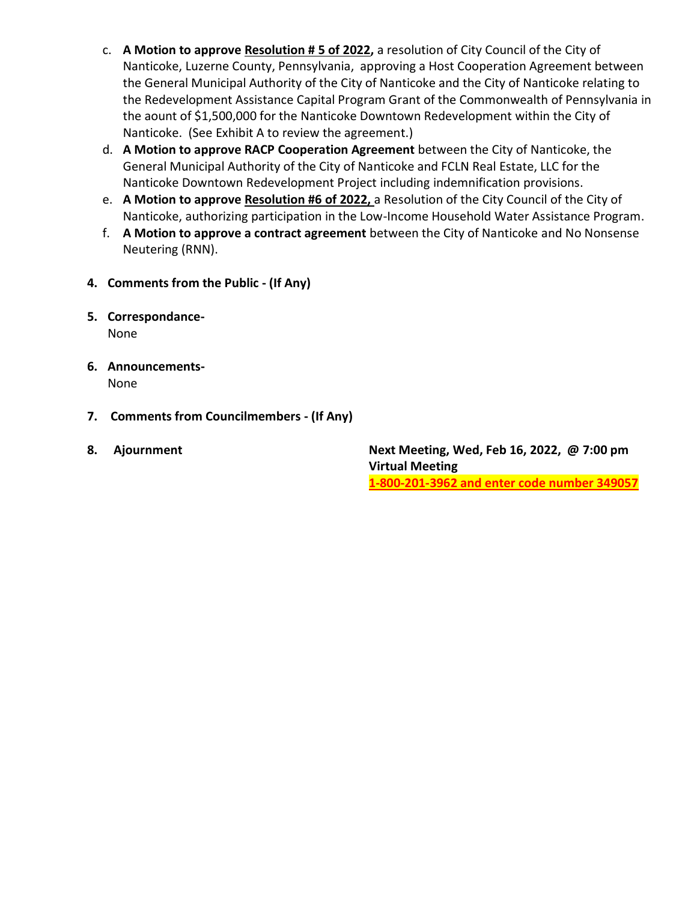c. **A Motion to approve Resolution # 5 of 2022,** a resolution of City Council of the City of Nanticoke, Luzerne County, Pennsylvania, approving a Host Cooperation Agreement between the General Municipal Authority of the City of Nanticoke and the City of Nanticoke relating to the Redevelopment Assistance Capital Program Grant of the Commonwealth of Pennsylvania in the aount of $1,500,000 for the Nanticoke Downtown Redevelopment within the City of Nanticoke. (See Exhibit A to review the agreement.)

d. **A Motion to approve RACP Cooperation Agreement** between the City of Nanticoke, the General Municipal Authority of the City of Nanticoke and FCLN Real Estate, LLC for the Nanticoke Downtown Redevelopment Project including indemnification provisions.

e. **A Motion to approve Resolution #6 of 2022,** a Resolution of the City Council of the City of Nanticoke, authorizing participation in the Low-Income Household Water Assistance Program.

f. **A Motion to approve a contract agreement** between the City of Nanticoke and No Nonsense Neutering (RNN).

**4. Comments from the Public - (If Any)**

**5. Correspondance-**
None

**6. Announcements-**
None

**7. Comments from Councilmembers - (If Any)**

**8. Ajournment**

**Next Meeting, Wed, Feb 16, 2022, @ 7:00 pm**
**Virtual Meeting**
**1-800-201-3962 and enter code number 349057**